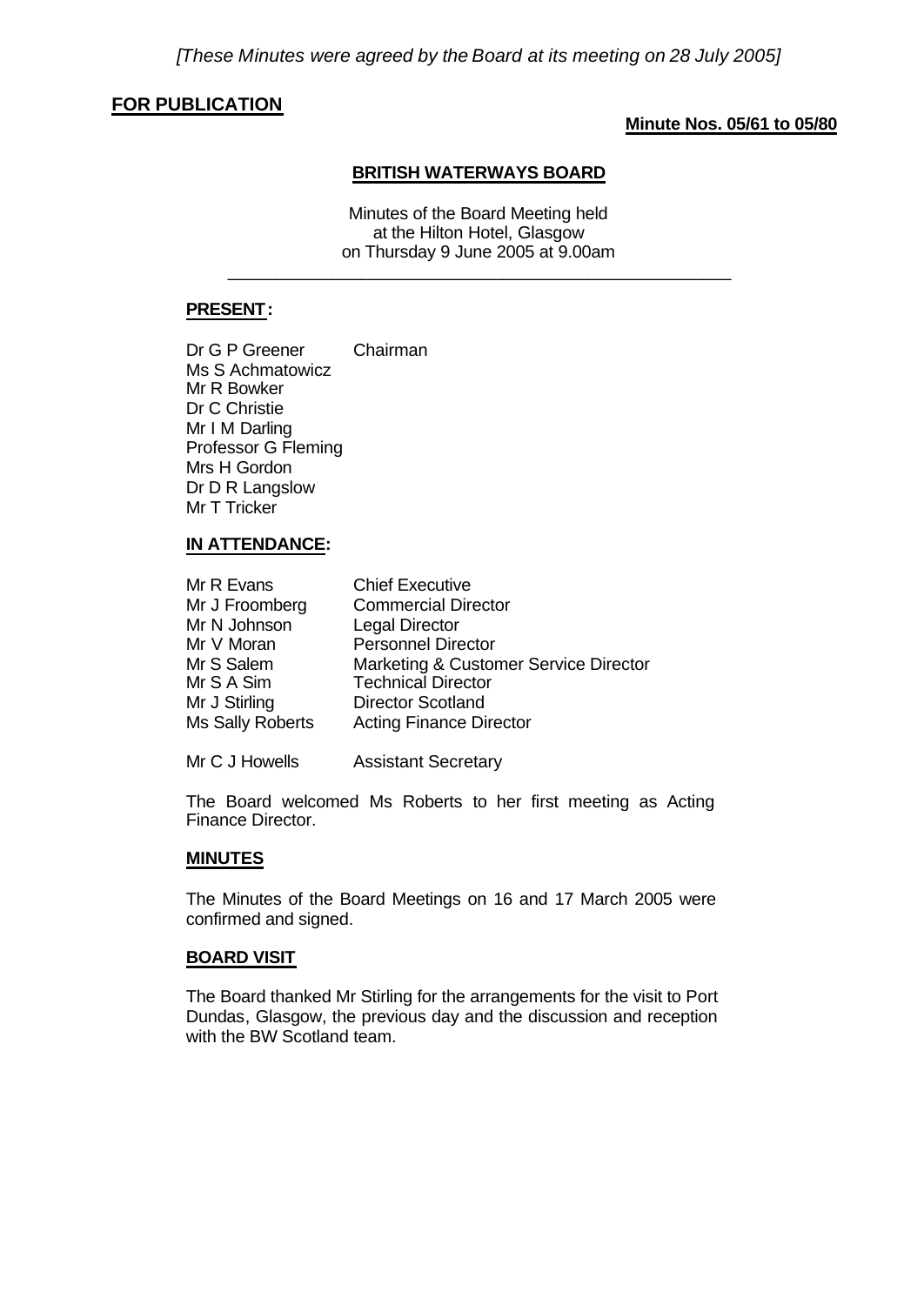*[These Minutes were agreed by the Board at its meeting on 28 July 2005]*

**FOR PUBLICATION**

**Minute Nos. 05/61 to 05/80**

## BRITISH WATERWAYS BOARD

Minutes of the Board Meeting held
at the Hilton Hotel, Glasgow
on Thursday 9 June 2005 at 9.00am

---

### PRESENT:

| | |
|---|---|
| Dr G P Greener | Chairman |
| Ms S Achmatowicz | |
| Mr R Bowker | |
| Dr C Christie | |
| Mr I M Darling | |
| Professor G Fleming | |
| Mrs H Gordon | |
| Dr D R Langslow | |
| Mr T Tricker | |

### IN ATTENDANCE:

| | |
|---|---|
| Mr R Evans | Chief Executive |
| Mr J Froomberg | Commercial Director |
| Mr N Johnson | Legal Director |
| Mr V Moran | Personnel Director |
| Mr S Salem | Marketing & Customer Service Director |
| Mr S A Sim | Technical Director |
| Mr J Stirling | Director Scotland |
| Ms Sally Roberts | Acting Finance Director |
| | |
| Mr C J Howells | Assistant Secretary |

The Board welcomed Ms Roberts to her first meeting as Acting Finance Director.

### MINUTES

The Minutes of the Board Meetings on 16 and 17 March 2005 were confirmed and signed.

### BOARD VISIT

The Board thanked Mr Stirling for the arrangements for the visit to Port Dundas, Glasgow, the previous day and the discussion and reception with the BW Scotland team.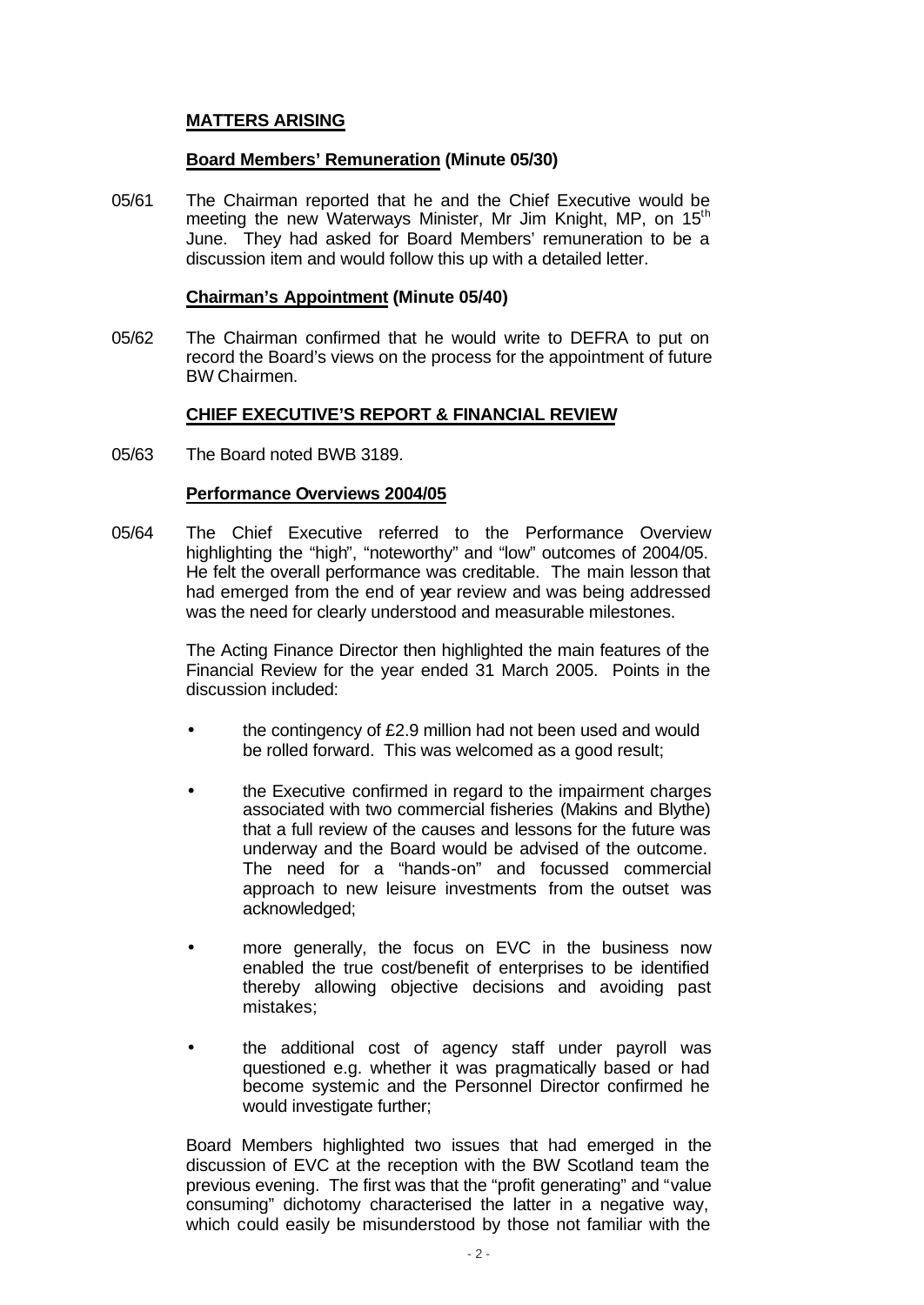## **MATTERS ARISING**

### **Board Members' Remuneration (Minute 05/30)**

05/61 The Chairman reported that he and the Chief Executive would be meeting the new Waterways Minister, Mr Jim Knight, MP, on 15th June. They had asked for Board Members' remuneration to be a discussion item and would follow this up with a detailed letter.

### **Chairman's Appointment (Minute 05/40)**

05/62 The Chairman confirmed that he would write to DEFRA to put on record the Board's views on the process for the appointment of future BW Chairmen.

## **CHIEF EXECUTIVE'S REPORT & FINANCIAL REVIEW**

05/63 The Board noted BWB 3189.

### **Performance Overviews 2004/05**

05/64 The Chief Executive referred to the Performance Overview highlighting the "high", "noteworthy" and "low" outcomes of 2004/05. He felt the overall performance was creditable. The main lesson that had emerged from the end of year review and was being addressed was the need for clearly understood and measurable milestones.

The Acting Finance Director then highlighted the main features of the Financial Review for the year ended 31 March 2005. Points in the discussion included:

- the contingency of £2.9 million had not been used and would be rolled forward. This was welcomed as a good result;
- the Executive confirmed in regard to the impairment charges associated with two commercial fisheries (Makins and Blythe) that a full review of the causes and lessons for the future was underway and the Board would be advised of the outcome. The need for a "hands-on" and focussed commercial approach to new leisure investments from the outset was acknowledged;
- more generally, the focus on EVC in the business now enabled the true cost/benefit of enterprises to be identified thereby allowing objective decisions and avoiding past mistakes;
- the additional cost of agency staff under payroll was questioned e.g. whether it was pragmatically based or had become systemic and the Personnel Director confirmed he would investigate further;

Board Members highlighted two issues that had emerged in the discussion of EVC at the reception with the BW Scotland team the previous evening. The first was that the "profit generating" and "value consuming" dichotomy characterised the latter in a negative way, which could easily be misunderstood by those not familiar with the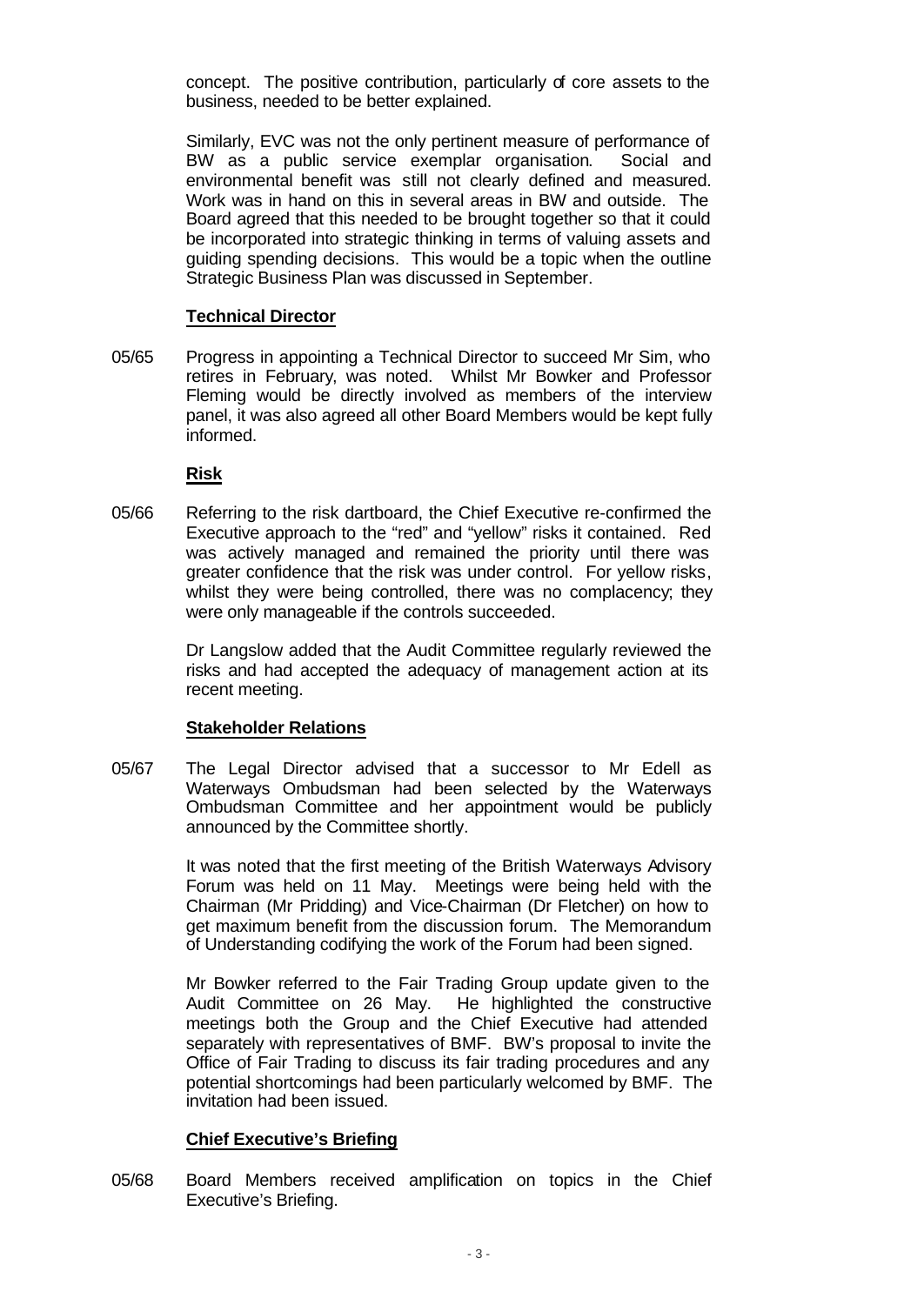concept. The positive contribution, particularly of core assets to the business, needed to be better explained.

Similarly, EVC was not the only pertinent measure of performance of BW as a public service exemplar organisation. Social and environmental benefit was still not clearly defined and measured. Work was in hand on this in several areas in BW and outside. The Board agreed that this needed to be brought together so that it could be incorporated into strategic thinking in terms of valuing assets and guiding spending decisions. This would be a topic when the outline Strategic Business Plan was discussed in September.

**Technical Director**

05/65 Progress in appointing a Technical Director to succeed Mr Sim, who retires in February, was noted. Whilst Mr Bowker and Professor Fleming would be directly involved as members of the interview panel, it was also agreed all other Board Members would be kept fully informed.

**Risk**

05/66 Referring to the risk dartboard, the Chief Executive re-confirmed the Executive approach to the "red" and "yellow" risks it contained. Red was actively managed and remained the priority until there was greater confidence that the risk was under control. For yellow risks, whilst they were being controlled, there was no complacency; they were only manageable if the controls succeeded.

Dr Langslow added that the Audit Committee regularly reviewed the risks and had accepted the adequacy of management action at its recent meeting.

**Stakeholder Relations**

05/67 The Legal Director advised that a successor to Mr Edell as Waterways Ombudsman had been selected by the Waterways Ombudsman Committee and her appointment would be publicly announced by the Committee shortly.

It was noted that the first meeting of the British Waterways Advisory Forum was held on 11 May. Meetings were being held with the Chairman (Mr Pridding) and Vice-Chairman (Dr Fletcher) on how to get maximum benefit from the discussion forum. The Memorandum of Understanding codifying the work of the Forum had been signed.

Mr Bowker referred to the Fair Trading Group update given to the Audit Committee on 26 May. He highlighted the constructive meetings both the Group and the Chief Executive had attended separately with representatives of BMF. BW's proposal to invite the Office of Fair Trading to discuss its fair trading procedures and any potential shortcomings had been particularly welcomed by BMF. The invitation had been issued.

**Chief Executive's Briefing**

05/68 Board Members received amplification on topics in the Chief Executive's Briefing.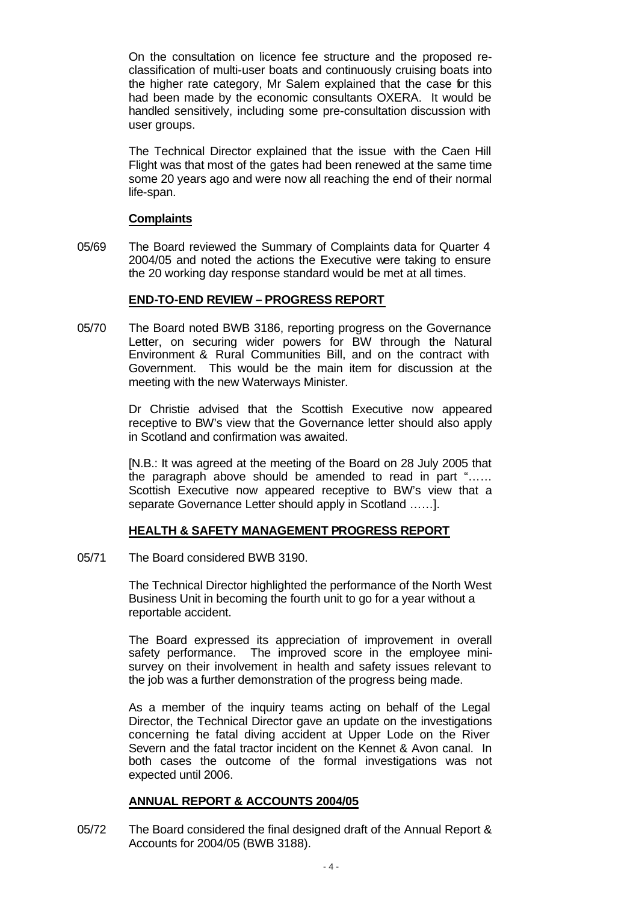On the consultation on licence fee structure and the proposed re-classification of multi-user boats and continuously cruising boats into the higher rate category, Mr Salem explained that the case for this had been made by the economic consultants OXERA. It would be handled sensitively, including some pre-consultation discussion with user groups.

The Technical Director explained that the issue with the Caen Hill Flight was that most of the gates had been renewed at the same time some 20 years ago and were now all reaching the end of their normal life-span.

**Complaints**

05/69 The Board reviewed the Summary of Complaints data for Quarter 4 2004/05 and noted the actions the Executive were taking to ensure the 20 working day response standard would be met at all times.

**END-TO-END REVIEW – PROGRESS REPORT**

05/70 The Board noted BWB 3186, reporting progress on the Governance Letter, on securing wider powers for BW through the Natural Environment & Rural Communities Bill, and on the contract with Government. This would be the main item for discussion at the meeting with the new Waterways Minister.

Dr Christie advised that the Scottish Executive now appeared receptive to BW's view that the Governance letter should also apply in Scotland and confirmation was awaited.

[N.B.: It was agreed at the meeting of the Board on 28 July 2005 that the paragraph above should be amended to read in part "…… Scottish Executive now appeared receptive to BW's view that a separate Governance Letter should apply in Scotland ……].

**HEALTH & SAFETY MANAGEMENT PROGRESS REPORT**

05/71 The Board considered BWB 3190.

The Technical Director highlighted the performance of the North West Business Unit in becoming the fourth unit to go for a year without a reportable accident.

The Board expressed its appreciation of improvement in overall safety performance. The improved score in the employee mini-survey on their involvement in health and safety issues relevant to the job was a further demonstration of the progress being made.

As a member of the inquiry teams acting on behalf of the Legal Director, the Technical Director gave an update on the investigations concerning the fatal diving accident at Upper Lode on the River Severn and the fatal tractor incident on the Kennet & Avon canal. In both cases the outcome of the formal investigations was not expected until 2006.

**ANNUAL REPORT & ACCOUNTS 2004/05**

05/72 The Board considered the final designed draft of the Annual Report & Accounts for 2004/05 (BWB 3188).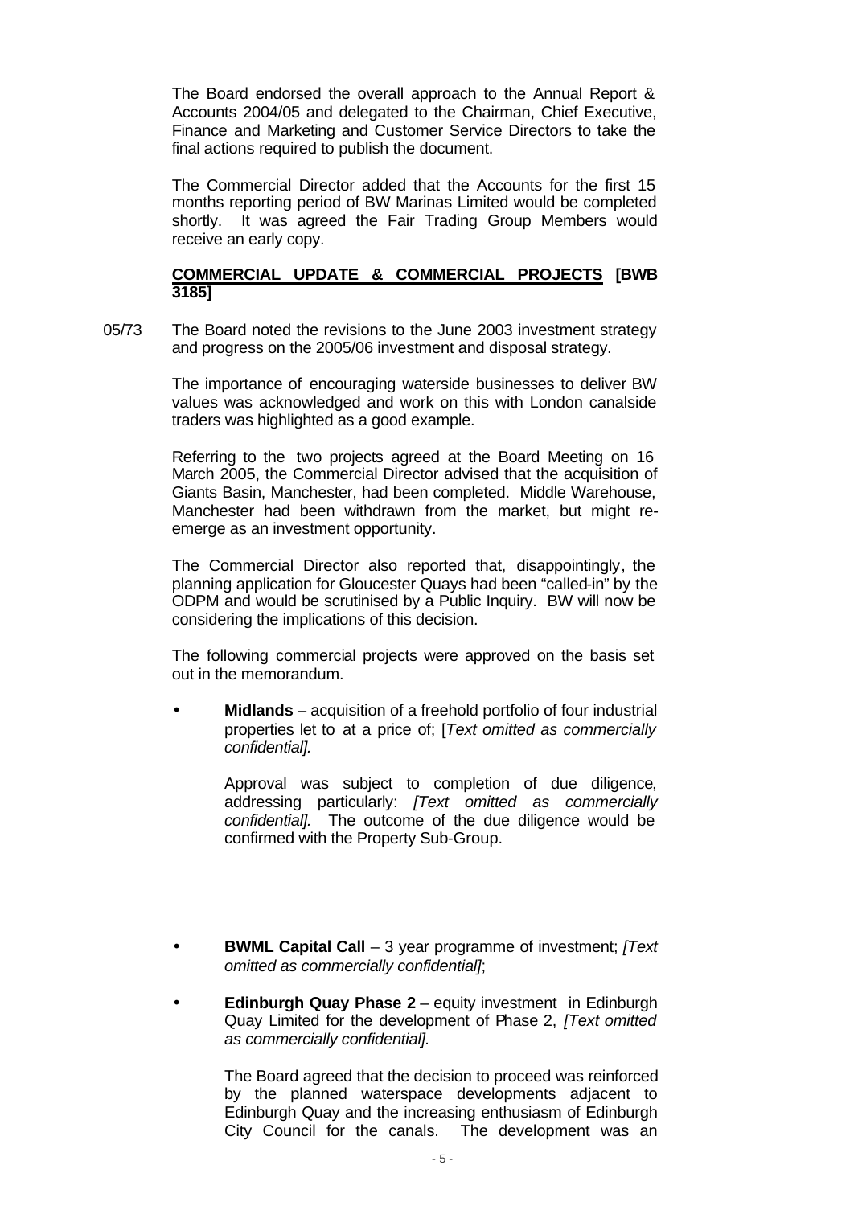The Board endorsed the overall approach to the Annual Report & Accounts 2004/05 and delegated to the Chairman, Chief Executive, Finance and Marketing and Customer Service Directors to take the final actions required to publish the document.

The Commercial Director added that the Accounts for the first 15 months reporting period of BW Marinas Limited would be completed shortly. It was agreed the Fair Trading Group Members would receive an early copy.

**COMMERCIAL UPDATE & COMMERCIAL PROJECTS [BWB 3185]**

05/73 The Board noted the revisions to the June 2003 investment strategy and progress on the 2005/06 investment and disposal strategy.

The importance of encouraging waterside businesses to deliver BW values was acknowledged and work on this with London canalside traders was highlighted as a good example.

Referring to the two projects agreed at the Board Meeting on 16 March 2005, the Commercial Director advised that the acquisition of Giants Basin, Manchester, had been completed. Middle Warehouse, Manchester had been withdrawn from the market, but might re-emerge as an investment opportunity.

The Commercial Director also reported that, disappointingly, the planning application for Gloucester Quays had been "called-in" by the ODPM and would be scrutinised by a Public Inquiry. BW will now be considering the implications of this decision.

The following commercial projects were approved on the basis set out in the memorandum.

- **Midlands** – acquisition of a freehold portfolio of four industrial properties let to at a price of; [*Text omitted as commercially confidential].*

  Approval was subject to completion of due diligence, addressing particularly: *[Text omitted as commercially confidential].* The outcome of the due diligence would be confirmed with the Property Sub-Group.

- **BWML Capital Call** – 3 year programme of investment; *[Text omitted as commercially confidential]*;

- **Edinburgh Quay Phase 2** – equity investment in Edinburgh Quay Limited for the development of Phase 2, *[Text omitted as commercially confidential].*

  The Board agreed that the decision to proceed was reinforced by the planned waterspace developments adjacent to Edinburgh Quay and the increasing enthusiasm of Edinburgh City Council for the canals. The development was an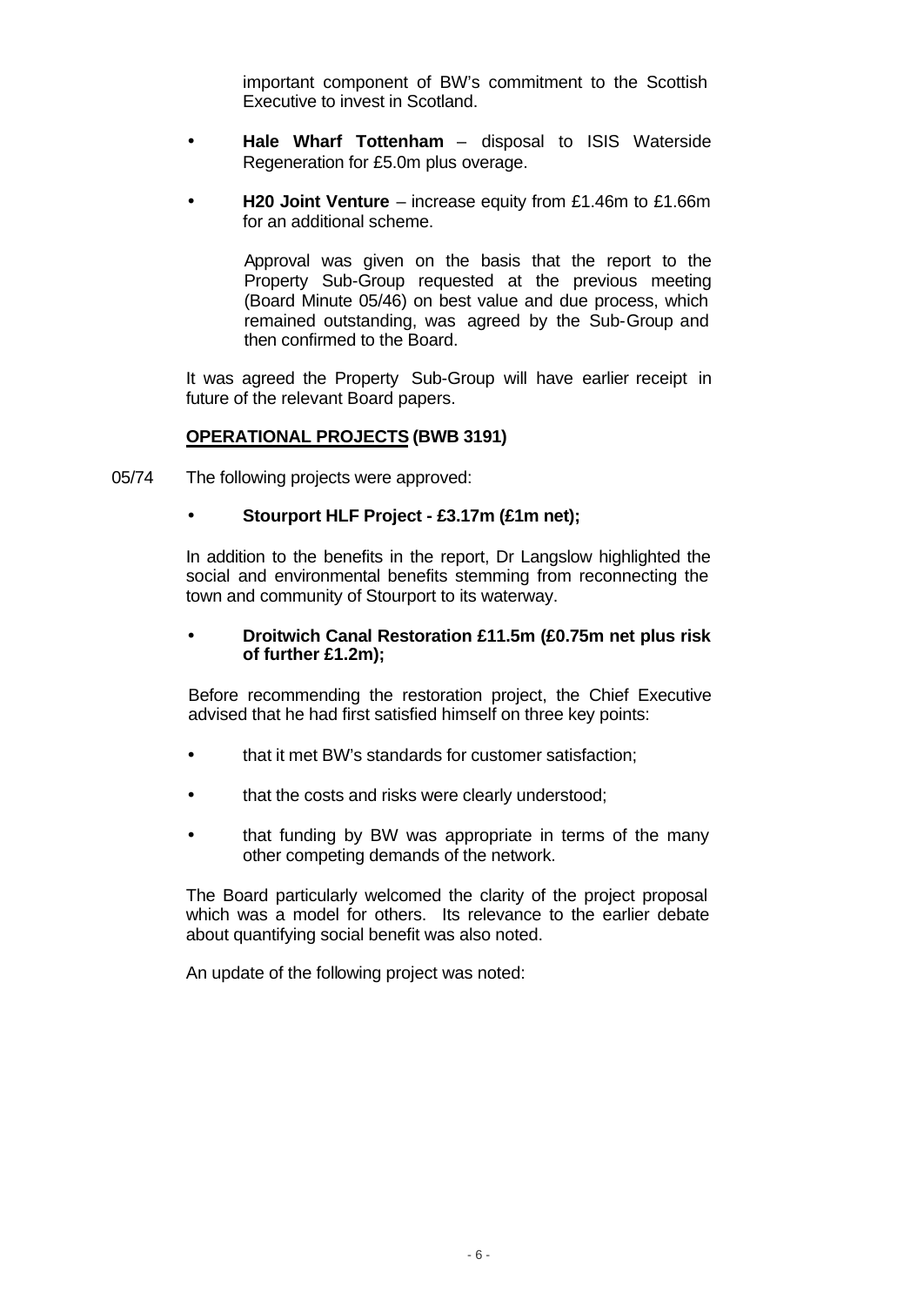important component of BW's commitment to the Scottish Executive to invest in Scotland.

- **Hale Wharf Tottenham** – disposal to ISIS Waterside Regeneration for £5.0m plus overage.

- **H20 Joint Venture** – increase equity from £1.46m to £1.66m for an additional scheme.

  Approval was given on the basis that the report to the Property Sub-Group requested at the previous meeting (Board Minute 05/46) on best value and due process, which remained outstanding, was agreed by the Sub-Group and then confirmed to the Board.

It was agreed the Property Sub-Group will have earlier receipt in future of the relevant Board papers.

**OPERATIONAL PROJECTS (BWB 3191)**

05/74 The following projects were approved:

- **Stourport HLF Project - £3.17m (£1m net);**

In addition to the benefits in the report, Dr Langslow highlighted the social and environmental benefits stemming from reconnecting the town and community of Stourport to its waterway.

- **Droitwich Canal Restoration £11.5m (£0.75m net plus risk of further £1.2m);**

Before recommending the restoration project, the Chief Executive advised that he had first satisfied himself on three key points:

- that it met BW's standards for customer satisfaction;
- that the costs and risks were clearly understood;
- that funding by BW was appropriate in terms of the many other competing demands of the network.

The Board particularly welcomed the clarity of the project proposal which was a model for others. Its relevance to the earlier debate about quantifying social benefit was also noted.

An update of the following project was noted: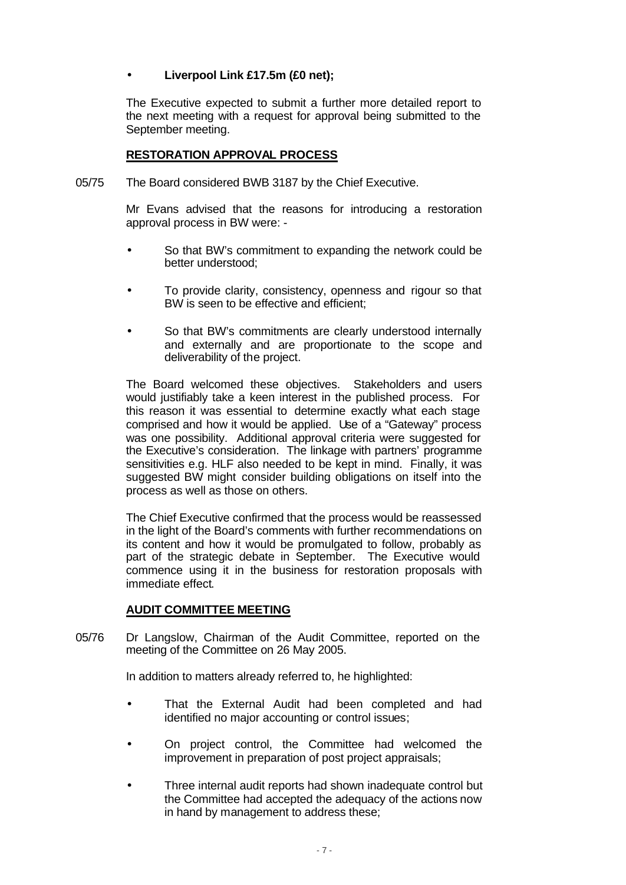- **Liverpool Link £17.5m (£0 net);**

The Executive expected to submit a further more detailed report to the next meeting with a request for approval being submitted to the September meeting.

**RESTORATION APPROVAL PROCESS**

05/75 The Board considered BWB 3187 by the Chief Executive.

Mr Evans advised that the reasons for introducing a restoration approval process in BW were: -

- So that BW's commitment to expanding the network could be better understood;
- To provide clarity, consistency, openness and rigour so that BW is seen to be effective and efficient;
- So that BW's commitments are clearly understood internally and externally and are proportionate to the scope and deliverability of the project.

The Board welcomed these objectives. Stakeholders and users would justifiably take a keen interest in the published process. For this reason it was essential to determine exactly what each stage comprised and how it would be applied. Use of a "Gateway" process was one possibility. Additional approval criteria were suggested for the Executive's consideration. The linkage with partners' programme sensitivities e.g. HLF also needed to be kept in mind. Finally, it was suggested BW might consider building obligations on itself into the process as well as those on others.

The Chief Executive confirmed that the process would be reassessed in the light of the Board's comments with further recommendations on its content and how it would be promulgated to follow, probably as part of the strategic debate in September. The Executive would commence using it in the business for restoration proposals with immediate effect.

**AUDIT COMMITTEE MEETING**

05/76 Dr Langslow, Chairman of the Audit Committee, reported on the meeting of the Committee on 26 May 2005.

In addition to matters already referred to, he highlighted:

- That the External Audit had been completed and had identified no major accounting or control issues;
- On project control, the Committee had welcomed the improvement in preparation of post project appraisals;
- Three internal audit reports had shown inadequate control but the Committee had accepted the adequacy of the actions now in hand by management to address these;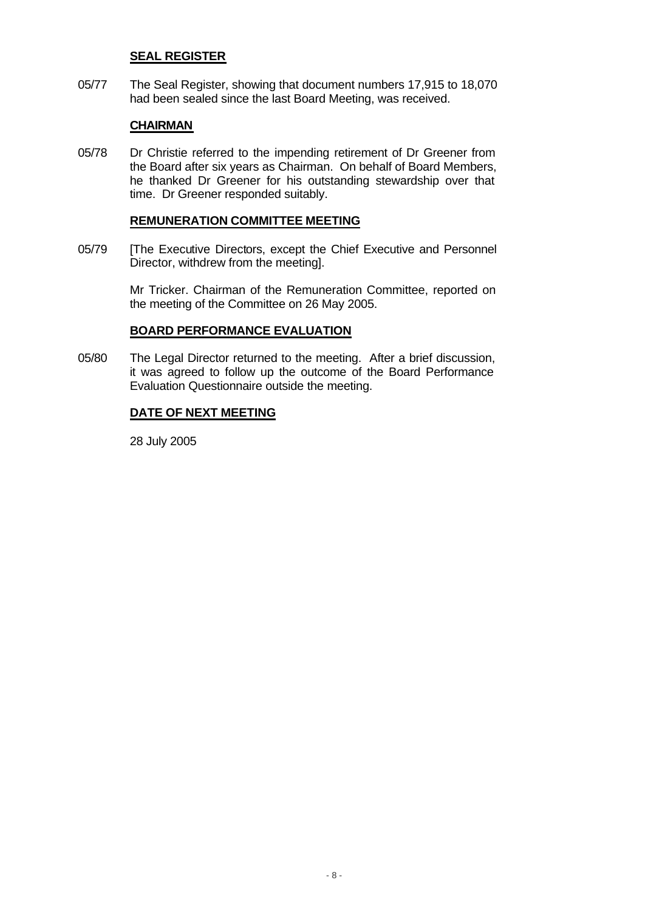## SEAL REGISTER

05/77 The Seal Register, showing that document numbers 17,915 to 18,070 had been sealed since the last Board Meeting, was received.

## CHAIRMAN

05/78 Dr Christie referred to the impending retirement of Dr Greener from the Board after six years as Chairman. On behalf of Board Members, he thanked Dr Greener for his outstanding stewardship over that time. Dr Greener responded suitably.

## REMUNERATION COMMITTEE MEETING

05/79 [The Executive Directors, except the Chief Executive and Personnel Director, withdrew from the meeting].

Mr Tricker. Chairman of the Remuneration Committee, reported on the meeting of the Committee on 26 May 2005.

## BOARD PERFORMANCE EVALUATION

05/80 The Legal Director returned to the meeting. After a brief discussion, it was agreed to follow up the outcome of the Board Performance Evaluation Questionnaire outside the meeting.

## DATE OF NEXT MEETING

28 July 2005